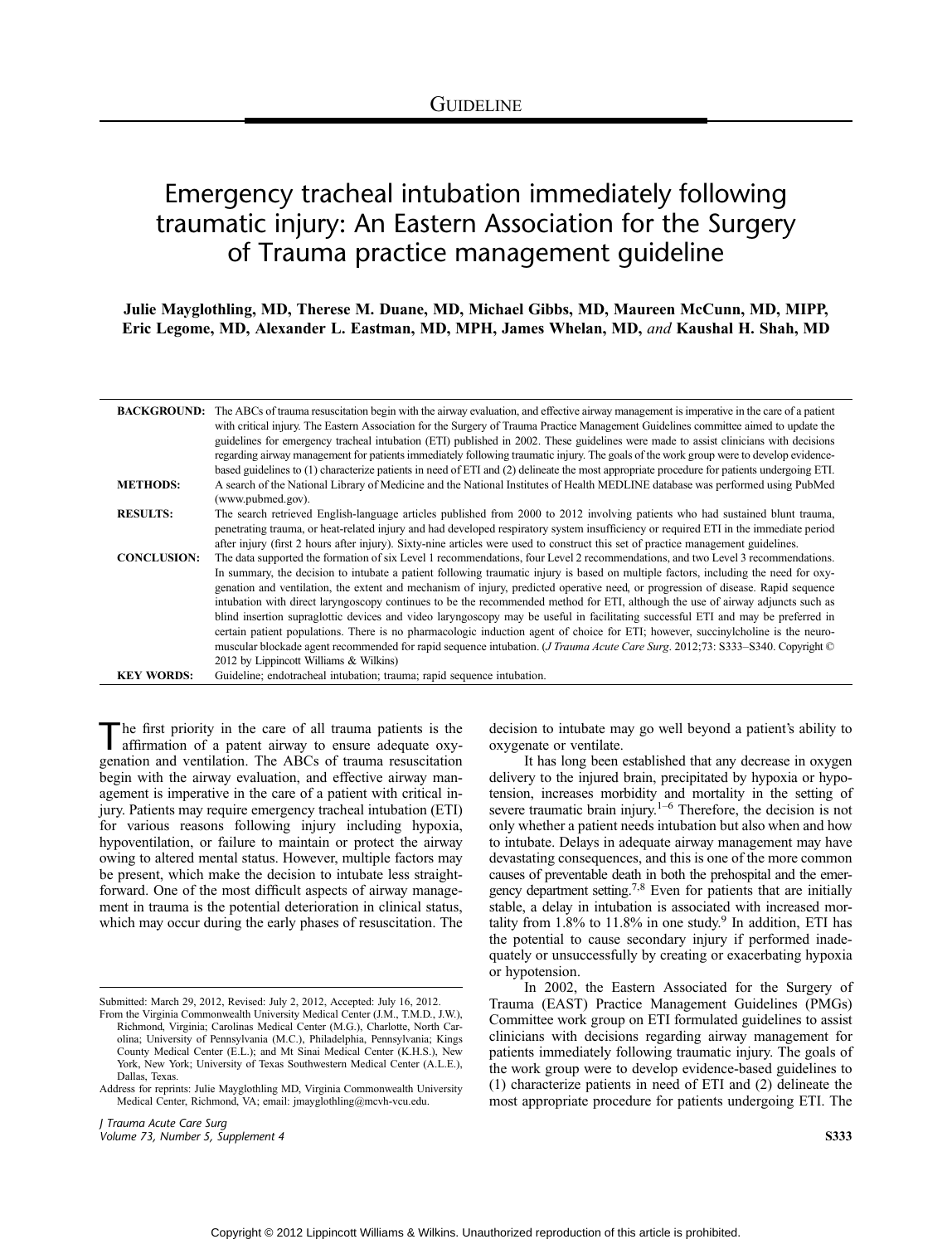GUIDELINE

# Emergency tracheal intubation immediately following traumatic injury: An Eastern Association for the Surgery of Trauma practice management guideline

**Julie Mayglothling, MD, Therese M. Duane, MD, Michael Gibbs, MD, Maureen McCunn, MD, MIPP, Eric Legome, MD, Alexander L. Eastman, MD, MPH, James Whelan, MD,** *and* **Kaushal H. Shah, MD**

**BACKGROUND:** The ABCs of trauma resuscitation begin with the airway evaluation, and effective airway management is imperative in the care of a patient with critical injury. The Eastern Association for the Surgery of Trauma Practice Management Guidelines committee aimed to update the guidelines for emergency tracheal intubation (ETI) published in 2002. These guidelines were made to assist clinicians with decisions regarding airway management for patients immediately following traumatic injury. The goals of the work group were to develop evidence-based guidelines to (1) characterize patients in need of ETI and (2) delineate the most appropriate procedure for patients undergoing ETI.

**METHODS:** A search of the National Library of Medicine and the National Institutes of Health MEDLINE database was performed using PubMed (www.pubmed.gov).

**RESULTS:** The search retrieved English-language articles published from 2000 to 2012 involving patients who had sustained blunt trauma, penetrating trauma, or heat-related injury and had developed respiratory system insufficiency or required ETI in the immediate period after injury (first 2 hours after injury). Sixty-nine articles were used to construct this set of practice management guidelines.

**CONCLUSION:** The data supported the formation of six Level 1 recommendations, four Level 2 recommendations, and two Level 3 recommendations. In summary, the decision to intubate a patient following traumatic injury is based on multiple factors, including the need for oxygenation and ventilation, the extent and mechanism of injury, predicted operative need, or progression of disease. Rapid sequence intubation with direct laryngoscopy continues to be the recommended method for ETI, although the use of airway adjuncts such as blind insertion supraglottic devices and video laryngoscopy may be useful in facilitating successful ETI and may be preferred in certain patient populations. There is no pharmacologic induction agent of choice for ETI; however, succinylcholine is the neuromuscular blockade agent recommended for rapid sequence intubation. (*J Trauma Acute Care Surg*. 2012;73: S333–S340. Copyright © 2012 by Lippincott Williams & Wilkins)

**KEY WORDS:** Guideline; endotracheal intubation; trauma; rapid sequence intubation.

The first priority in the care of all trauma patients is the affirmation of a patent airway to ensure adequate oxygenation and ventilation. The ABCs of trauma resuscitation begin with the airway evaluation, and effective airway management is imperative in the care of a patient with critical injury. Patients may require emergency tracheal intubation (ETI) for various reasons following injury including hypoxia, hypoventilation, or failure to maintain or protect the airway owing to altered mental status. However, multiple factors may be present, which make the decision to intubate less straightforward. One of the most difficult aspects of airway management in trauma is the potential deterioration in clinical status, which may occur during the early phases of resuscitation. The decision to intubate may go well beyond a patient's ability to oxygenate or ventilate.

It has long been established that any decrease in oxygen delivery to the injured brain, precipitated by hypoxia or hypotension, increases morbidity and mortality in the setting of severe traumatic brain injury.[1–6] Therefore, the decision is not only whether a patient needs intubation but also when and how to intubate. Delays in adequate airway management may have devastating consequences, and this is one of the more common causes of preventable death in both the prehospital and the emergency department setting.[7,8] Even for patients that are initially stable, a delay in intubation is associated with increased mortality from 1.8% to 11.8% in one study.[9] In addition, ETI has the potential to cause secondary injury if performed inadequately or unsuccessfully by creating or exacerbating hypoxia or hypotension.

In 2002, the Eastern Associated for the Surgery of Trauma (EAST) Practice Management Guidelines (PMGs) Committee work group on ETI formulated guidelines to assist clinicians with decisions regarding airway management for patients immediately following traumatic injury. The goals of the work group were to develop evidence-based guidelines to (1) characterize patients in need of ETI and (2) delineate the most appropriate procedure for patients undergoing ETI. The

Submitted: March 29, 2012, Revised: July 2, 2012, Accepted: July 16, 2012.

From the Virginia Commonwealth University Medical Center (J.M., T.M.D., J.W.), Richmond, Virginia; Carolinas Medical Center (M.G.), Charlotte, North Carolina; University of Pennsylvania (M.C.), Philadelphia, Pennsylvania; Kings County Medical Center (E.L.); and Mt Sinai Medical Center (K.H.S.), New York, New York; University of Texas Southwestern Medical Center (A.L.E.), Dallas, Texas.

Address for reprints: Julie Mayglothling MD, Virginia Commonwealth University Medical Center, Richmond, VA; email: jmayglothling@mcvh-vcu.edu.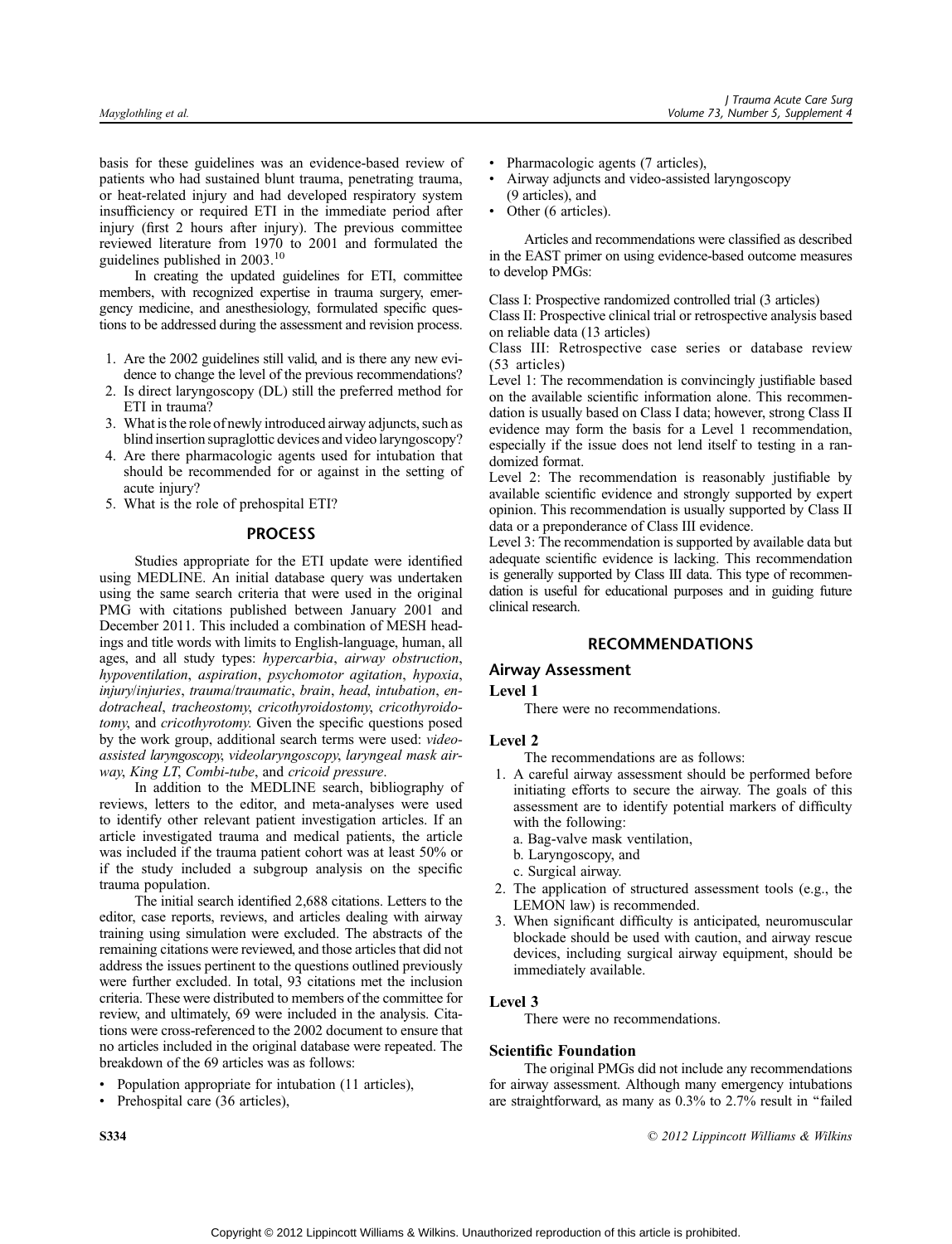basis for these guidelines was an evidence-based review of patients who had sustained blunt trauma, penetrating trauma, or heat-related injury and had developed respiratory system insufficiency or required ETI in the immediate period after injury (first 2 hours after injury). The previous committee reviewed literature from 1970 to 2001 and formulated the guidelines published in 2003.[10]

In creating the updated guidelines for ETI, committee members, with recognized expertise in trauma surgery, emergency medicine, and anesthesiology, formulated specific questions to be addressed during the assessment and revision process.

1. Are the 2002 guidelines still valid, and is there any new evidence to change the level of the previous recommendations?
2. Is direct laryngoscopy (DL) still the preferred method for ETI in trauma?
3. What is the role of newly introduced airway adjuncts, such as blind insertion supraglottic devices and video laryngoscopy?
4. Are there pharmacologic agents used for intubation that should be recommended for or against in the setting of acute injury?
5. What is the role of prehospital ETI?

## PROCESS

Studies appropriate for the ETI update were identified using MEDLINE. An initial database query was undertaken using the same search criteria that were used in the original PMG with citations published between January 2001 and December 2011. This included a combination of MESH headings and title words with limits to English-language, human, all ages, and all study types: *hypercarbia*, *airway obstruction*, *hypoventilation*, *aspiration*, *psychomotor agitation*, *hypoxia*, *injury/injuries*, *trauma/traumatic*, *brain*, *head*, *intubation*, *endotracheal*, *tracheostomy*, *cricothyroidostomy*, *cricothyroidotomy*, and *cricothyrotomy.* Given the specific questions posed by the work group, additional search terms were used: *video-assisted laryngoscopy*, *videolaryngoscopy*, *laryngeal mask airway*, *King LT*, *Combi-tube*, and *cricoid pressure*.

In addition to the MEDLINE search, bibliography of reviews, letters to the editor, and meta-analyses were used to identify other relevant patient investigation articles. If an article investigated trauma and medical patients, the article was included if the trauma patient cohort was at least 50% or if the study included a subgroup analysis on the specific trauma population.

The initial search identified 2,688 citations. Letters to the editor, case reports, reviews, and articles dealing with airway training using simulation were excluded. The abstracts of the remaining citations were reviewed, and those articles that did not address the issues pertinent to the questions outlined previously were further excluded. In total, 93 citations met the inclusion criteria. These were distributed to members of the committee for review, and ultimately, 69 were included in the analysis. Citations were cross-referenced to the 2002 document to ensure that no articles included in the original database were repeated. The breakdown of the 69 articles was as follows:

- Population appropriate for intubation (11 articles),
- Prehospital care (36 articles),
- Pharmacologic agents (7 articles),
- Airway adjuncts and video-assisted laryngoscopy (9 articles), and
- Other (6 articles).

Articles and recommendations were classified as described in the EAST primer on using evidence-based outcome measures to develop PMGs:

Class I: Prospective randomized controlled trial (3 articles)
Class II: Prospective clinical trial or retrospective analysis based on reliable data (13 articles)
Class III: Retrospective case series or database review (53 articles)
Level 1: The recommendation is convincingly justifiable based on the available scientific information alone. This recommendation is usually based on Class I data; however, strong Class II evidence may form the basis for a Level 1 recommendation, especially if the issue does not lend itself to testing in a randomized format.
Level 2: The recommendation is reasonably justifiable by available scientific evidence and strongly supported by expert opinion. This recommendation is usually supported by Class II data or a preponderance of Class III evidence.
Level 3: The recommendation is supported by available data but adequate scientific evidence is lacking. This recommendation is generally supported by Class III data. This type of recommendation is useful for educational purposes and in guiding future clinical research.

## RECOMMENDATIONS

### Airway Assessment

#### Level 1

There were no recommendations.

#### Level 2

The recommendations are as follows:

1. A careful airway assessment should be performed before initiating efforts to secure the airway. The goals of this assessment are to identify potential markers of difficulty with the following:
   a. Bag-valve mask ventilation,
   b. Laryngoscopy, and
   c. Surgical airway.
2. The application of structured assessment tools (e.g., the LEMON law) is recommended.
3. When significant difficulty is anticipated, neuromuscular blockade should be used with caution, and airway rescue devices, including surgical airway equipment, should be immediately available.

#### Level 3

There were no recommendations.

#### Scientific Foundation

The original PMGs did not include any recommendations for airway assessment. Although many emergency intubations are straightforward, as many as 0.3% to 2.7% result in "failed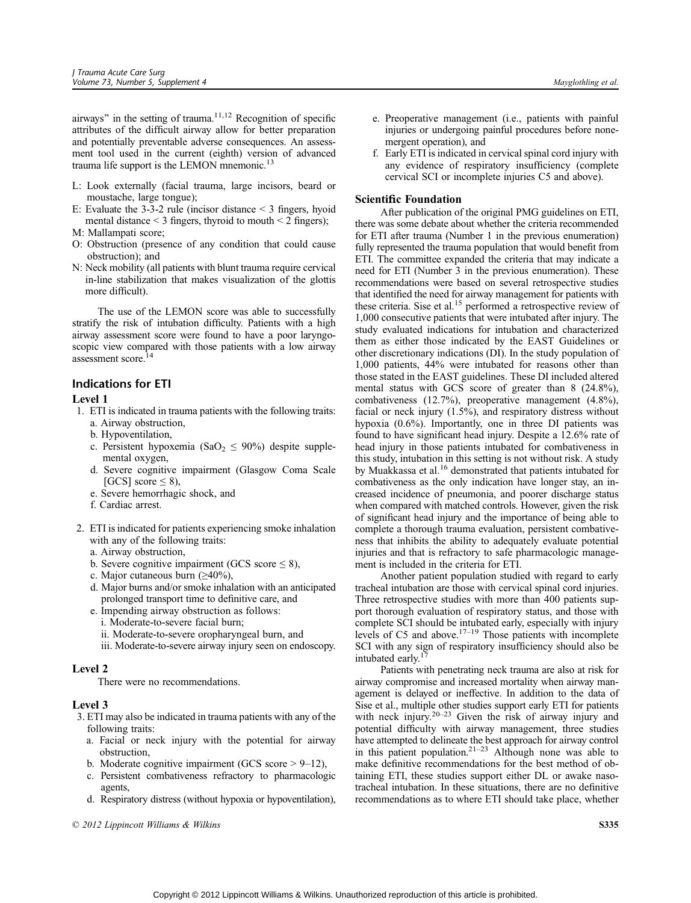airways" in the setting of trauma.[11,12] Recognition of specific attributes of the difficult airway allow for better preparation and potentially preventable adverse consequences. An assessment tool used in the current (eighth) version of advanced trauma life support is the LEMON mnemonic.[13]

- L: Look externally (facial trauma, large incisors, beard or moustache, large tongue);
- E: Evaluate the 3-3-2 rule (incisor distance < 3 fingers, hyoid mental distance < 3 fingers, thyroid to mouth < 2 fingers);
- M: Mallampati score;
- O: Obstruction (presence of any condition that could cause obstruction); and
- N: Neck mobility (all patients with blunt trauma require cervical in-line stabilization that makes visualization of the glottis more difficult).

The use of the LEMON score was able to successfully stratify the risk of intubation difficulty. Patients with a high airway assessment score were found to have a poor laryngoscopic view compared with those patients with a low airway assessment score.[14]

## Indications for ETI

### Level 1

1. ETI is indicated in trauma patients with the following traits:
   a. Airway obstruction,
   b. Hypoventilation,
   c. Persistent hypoxemia ($SaO_2 \leq 90\%$) despite supplemental oxygen,
   d. Severe cognitive impairment (Glasgow Coma Scale [GCS] score ≤ 8),
   e. Severe hemorrhagic shock, and
   f. Cardiac arrest.

2. ETI is indicated for patients experiencing smoke inhalation with any of the following traits:
   a. Airway obstruction,
   b. Severe cognitive impairment (GCS score ≤ 8),
   c. Major cutaneous burn (≥40%),
   d. Major burns and/or smoke inhalation with an anticipated prolonged transport time to definitive care, and
   e. Impending airway obstruction as follows:
      i. Moderate-to-severe facial burn;
      ii. Moderate-to-severe oropharyngeal burn, and
      iii. Moderate-to-severe airway injury seen on endoscopy.

### Level 2

There were no recommendations.

### Level 3

3. ETI may also be indicated in trauma patients with any of the following traits:
   a. Facial or neck injury with the potential for airway obstruction,
   b. Moderate cognitive impairment (GCS score > 9–12),
   c. Persistent combativeness refractory to pharmacologic agents,
   d. Respiratory distress (without hypoxia or hypoventilation),
   e. Preoperative management (i.e., patients with painful injuries or undergoing painful procedures before nonemergent operation), and
   f. Early ETI is indicated in cervical spinal cord injury with any evidence of respiratory insufficiency (complete cervical SCI or incomplete injuries C5 and above).

### Scientific Foundation

After publication of the original PMG guidelines on ETI, there was some debate about whether the criteria recommended for ETI after trauma (Number 1 in the previous enumeration) fully represented the trauma population that would benefit from ETI. The committee expanded the criteria that may indicate a need for ETI (Number 3 in the previous enumeration). These recommendations were based on several retrospective studies that identified the need for airway management for patients with these criteria. Sise et al.[15] performed a retrospective review of 1,000 consecutive patients that were intubated after injury. The study evaluated indications for intubation and characterized them as either those indicated by the EAST Guidelines or other discretionary indications (DI). In the study population of 1,000 patients, 44% were intubated for reasons other than those stated in the EAST guidelines. These DI included altered mental status with GCS score of greater than 8 (24.8%), combativeness (12.7%), preoperative management (4.8%), facial or neck injury (1.5%), and respiratory distress without hypoxia (0.6%). Importantly, one in three DI patients was found to have significant head injury. Despite a 12.6% rate of head injury in those patients intubated for combativeness in this study, intubation in this setting is not without risk. A study by Muakkassa et al.[16] demonstrated that patients intubated for combativeness as the only indication have longer stay, an increased incidence of pneumonia, and poorer discharge status when compared with matched controls. However, given the risk of significant head injury and the importance of being able to complete a thorough trauma evaluation, persistent combativeness that inhibits the ability to adequately evaluate potential injuries and that is refractory to safe pharmacologic management is included in the criteria for ETI.

Another patient population studied with regard to early tracheal intubation are those with cervical spinal cord injuries. Three retrospective studies with more than 400 patients support thorough evaluation of respiratory status, and those with complete SCI should be intubated early, especially with injury levels of C5 and above.[17–19] Those patients with incomplete SCI with any sign of respiratory insufficiency should also be intubated early.[17]

Patients with penetrating neck trauma are also at risk for airway compromise and increased mortality when airway management is delayed or ineffective. In addition to the data of Sise et al., multiple other studies support early ETI for patients with neck injury.[20–23] Given the risk of airway injury and potential difficulty with airway management, three studies have attempted to delineate the best approach for airway control in this patient population.[21–23] Although none was able to make definitive recommendations for the best method of obtaining ETI, these studies support either DL or awake nasotracheal intubation. In these situations, there are no definitive recommendations as to where ETI should take place, whether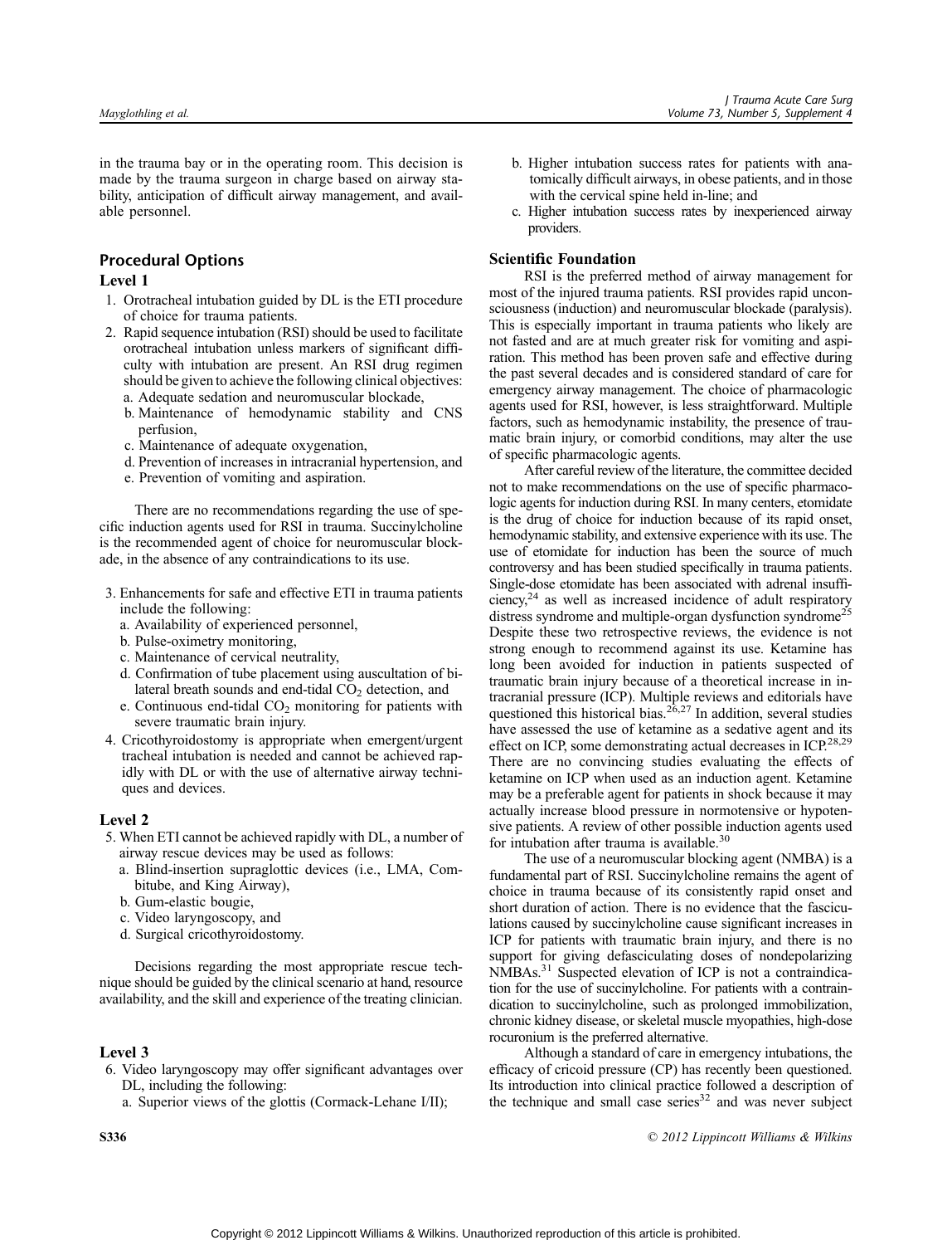in the trauma bay or in the operating room. This decision is made by the trauma surgeon in charge based on airway stability, anticipation of difficult airway management, and available personnel.

## Procedural Options

### Level 1

1. Orotracheal intubation guided by DL is the ETI procedure of choice for trauma patients.
2. Rapid sequence intubation (RSI) should be used to facilitate orotracheal intubation unless markers of significant difficulty with intubation are present. An RSI drug regimen should be given to achieve the following clinical objectives:
   a. Adequate sedation and neuromuscular blockade,
   b. Maintenance of hemodynamic stability and CNS perfusion,
   c. Maintenance of adequate oxygenation,
   d. Prevention of increases in intracranial hypertension, and
   e. Prevention of vomiting and aspiration.

There are no recommendations regarding the use of specific induction agents used for RSI in trauma. Succinylcholine is the recommended agent of choice for neuromuscular blockade, in the absence of any contraindications to its use.

3. Enhancements for safe and effective ETI in trauma patients include the following:
   a. Availability of experienced personnel,
   b. Pulse-oximetry monitoring,
   c. Maintenance of cervical neutrality,
   d. Confirmation of tube placement using auscultation of bilateral breath sounds and end-tidal $CO_2$ detection, and
   e. Continuous end-tidal $CO_2$ monitoring for patients with severe traumatic brain injury.
4. Cricothyroidostomy is appropriate when emergent/urgent tracheal intubation is needed and cannot be achieved rapidly with DL or with the use of alternative airway techniques and devices.

### Level 2

5. When ETI cannot be achieved rapidly with DL, a number of airway rescue devices may be used as follows:
   a. Blind-insertion supraglottic devices (i.e., LMA, Combitube, and King Airway),
   b. Gum-elastic bougie,
   c. Video laryngoscopy, and
   d. Surgical cricothyroidostomy.

Decisions regarding the most appropriate rescue technique should be guided by the clinical scenario at hand, resource availability, and the skill and experience of the treating clinician.

### Level 3

6. Video laryngoscopy may offer significant advantages over DL, including the following:
   a. Superior views of the glottis (Cormack-Lehane I/II);
   b. Higher intubation success rates for patients with anatomically difficult airways, in obese patients, and in those with the cervical spine held in-line; and
   c. Higher intubation success rates by inexperienced airway providers.

### Scientific Foundation

RSI is the preferred method of airway management for most of the injured trauma patients. RSI provides rapid unconsciousness (induction) and neuromuscular blockade (paralysis). This is especially important in trauma patients who likely are not fasted and are at much greater risk for vomiting and aspiration. This method has been proven safe and effective during the past several decades and is considered standard of care for emergency airway management. The choice of pharmacologic agents used for RSI, however, is less straightforward. Multiple factors, such as hemodynamic instability, the presence of traumatic brain injury, or comorbid conditions, may alter the use of specific pharmacologic agents.

After careful review of the literature, the committee decided not to make recommendations on the use of specific pharmacologic agents for induction during RSI. In many centers, etomidate is the drug of choice for induction because of its rapid onset, hemodynamic stability, and extensive experience with its use. The use of etomidate for induction has been the source of much controversy and has been studied specifically in trauma patients. Single-dose etomidate has been associated with adrenal insufficiency,[24] as well as increased incidence of adult respiratory distress syndrome and multiple-organ dysfunction syndrome[25] Despite these two retrospective reviews, the evidence is not strong enough to recommend against its use. Ketamine has long been avoided for induction in patients suspected of traumatic brain injury because of a theoretical increase in intracranial pressure (ICP). Multiple reviews and editorials have questioned this historical bias.[26,27] In addition, several studies have assessed the use of ketamine as a sedative agent and its effect on ICP, some demonstrating actual decreases in ICP.[28,29] There are no convincing studies evaluating the effects of ketamine on ICP when used as an induction agent. Ketamine may be a preferable agent for patients in shock because it may actually increase blood pressure in normotensive or hypotensive patients. A review of other possible induction agents used for intubation after trauma is available.[30]

The use of a neuromuscular blocking agent (NMBA) is a fundamental part of RSI. Succinylcholine remains the agent of choice in trauma because of its consistently rapid onset and short duration of action. There is no evidence that the fasciculations caused by succinylcholine cause significant increases in ICP for patients with traumatic brain injury, and there is no support for giving defasciculating doses of nondepolarizing NMBAs.[31] Suspected elevation of ICP is not a contraindication for the use of succinylcholine. For patients with a contraindication to succinylcholine, such as prolonged immobilization, chronic kidney disease, or skeletal muscle myopathies, high-dose rocuronium is the preferred alternative.

Although a standard of care in emergency intubations, the efficacy of cricoid pressure (CP) has recently been questioned. Its introduction into clinical practice followed a description of the technique and small case series[32] and was never subject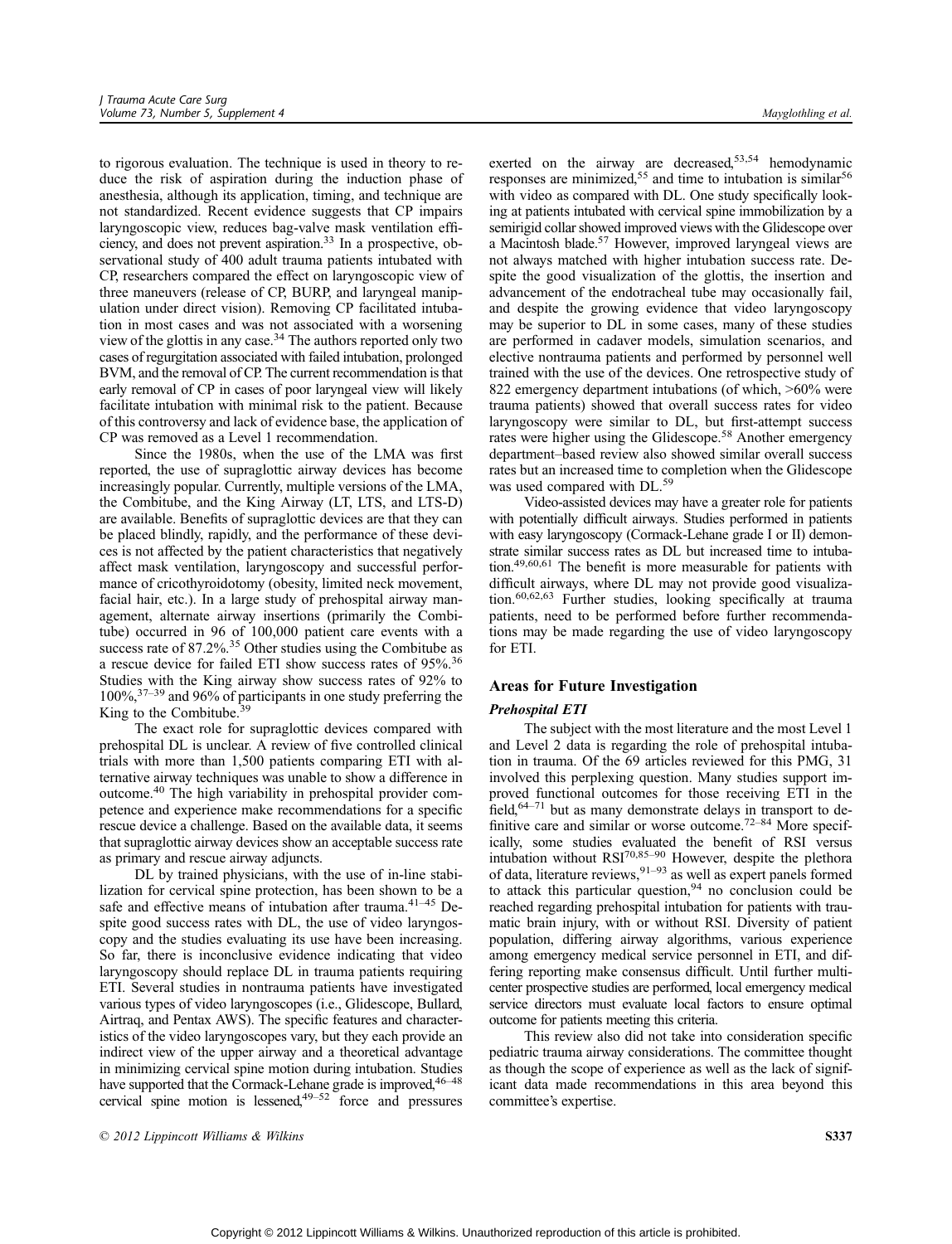to rigorous evaluation. The technique is used in theory to reduce the risk of aspiration during the induction phase of anesthesia, although its application, timing, and technique are not standardized. Recent evidence suggests that CP impairs laryngoscopic view, reduces bag-valve mask ventilation efficiency, and does not prevent aspiration.[33] In a prospective, observational study of 400 adult trauma patients intubated with CP, researchers compared the effect on laryngoscopic view of three maneuvers (release of CP, BURP, and laryngeal manipulation under direct vision). Removing CP facilitated intubation in most cases and was not associated with a worsening view of the glottis in any case.[34] The authors reported only two cases of regurgitation associated with failed intubation, prolonged BVM, and the removal of CP. The current recommendation is that early removal of CP in cases of poor laryngeal view will likely facilitate intubation with minimal risk to the patient. Because of this controversy and lack of evidence base, the application of CP was removed as a Level 1 recommendation.

Since the 1980s, when the use of the LMA was first reported, the use of supraglottic airway devices has become increasingly popular. Currently, multiple versions of the LMA, the Combitube, and the King Airway (LT, LTS, and LTS-D) are available. Benefits of supraglottic devices are that they can be placed blindly, rapidly, and the performance of these devices is not affected by the patient characteristics that negatively affect mask ventilation, laryngoscopy and successful performance of cricothyroidotomy (obesity, limited neck movement, facial hair, etc.). In a large study of prehospital airway management, alternate airway insertions (primarily the Combitube) occurred in 96 of 100,000 patient care events with a success rate of 87.2%.[35] Other studies using the Combitube as a rescue device for failed ETI show success rates of 95%.[36] Studies with the King airway show success rates of 92% to 100%,[37–39] and 96% of participants in one study preferring the King to the Combitube.[39]

The exact role for supraglottic devices compared with prehospital DL is unclear. A review of five controlled clinical trials with more than 1,500 patients comparing ETI with alternative airway techniques was unable to show a difference in outcome.[40] The high variability in prehospital provider competence and experience make recommendations for a specific rescue device a challenge. Based on the available data, it seems that supraglottic airway devices show an acceptable success rate as primary and rescue airway adjuncts.

DL by trained physicians, with the use of in-line stabilization for cervical spine protection, has been shown to be a safe and effective means of intubation after trauma.[41–45] Despite good success rates with DL, the use of video laryngoscopy and the studies evaluating its use have been increasing. So far, there is inconclusive evidence indicating that video laryngoscopy should replace DL in trauma patients requiring ETI. Several studies in nontrauma patients have investigated various types of video laryngoscopes (i.e., Glidescope, Bullard, Airtraq, and Pentax AWS). The specific features and characteristics of the video laryngoscopes vary, but they each provide an indirect view of the upper airway and a theoretical advantage in minimizing cervical spine motion during intubation. Studies have supported that the Cormack-Lehane grade is improved,[46–48] cervical spine motion is lessened,[49–52] force and pressures exerted on the airway are decreased,[53,54] hemodynamic responses are minimized,[55] and time to intubation is similar[56] with video as compared with DL. One study specifically looking at patients intubated with cervical spine immobilization by a semirigid collar showed improved views with the Glidescope over a Macintosh blade.[57] However, improved laryngeal views are not always matched with higher intubation success rate. Despite the good visualization of the glottis, the insertion and advancement of the endotracheal tube may occasionally fail, and despite the growing evidence that video laryngoscopy may be superior to DL in some cases, many of these studies are performed in cadaver models, simulation scenarios, and elective nontrauma patients and performed by personnel well trained with the use of the devices. One retrospective study of 822 emergency department intubations (of which, >60% were trauma patients) showed that overall success rates for video laryngoscopy were similar to DL, but first-attempt success rates were higher using the Glidescope.[58] Another emergency department–based review also showed similar overall success rates but an increased time to completion when the Glidescope was used compared with DL.[59]

Video-assisted devices may have a greater role for patients with potentially difficult airways. Studies performed in patients with easy laryngoscopy (Cormack-Lehane grade I or II) demonstrate similar success rates as DL but increased time to intubation.[49,60,61] The benefit is more measurable for patients with difficult airways, where DL may not provide good visualization.[60,62,63] Further studies, looking specifically at trauma patients, need to be performed before further recommendations may be made regarding the use of video laryngoscopy for ETI.

## Areas for Future Investigation

### *Prehospital ETI*

The subject with the most literature and the most Level 1 and Level 2 data is regarding the role of prehospital intubation in trauma. Of the 69 articles reviewed for this PMG, 31 involved this perplexing question. Many studies support improved functional outcomes for those receiving ETI in the field,[64–71] but as many demonstrate delays in transport to definitive care and similar or worse outcome.[72–84] More specifically, some studies evaluated the benefit of RSI versus intubation without RSI[70,85–90] However, despite the plethora of data, literature reviews,[91–93] as well as expert panels formed to attack this particular question,[94] no conclusion could be reached regarding prehospital intubation for patients with traumatic brain injury, with or without RSI. Diversity of patient population, differing airway algorithms, various experience among emergency medical service personnel in ETI, and differing reporting make consensus difficult. Until further multicenter prospective studies are performed, local emergency medical service directors must evaluate local factors to ensure optimal outcome for patients meeting this criteria.

This review also did not take into consideration specific pediatric trauma airway considerations. The committee thought as though the scope of experience as well as the lack of significant data made recommendations in this area beyond this committee's expertise.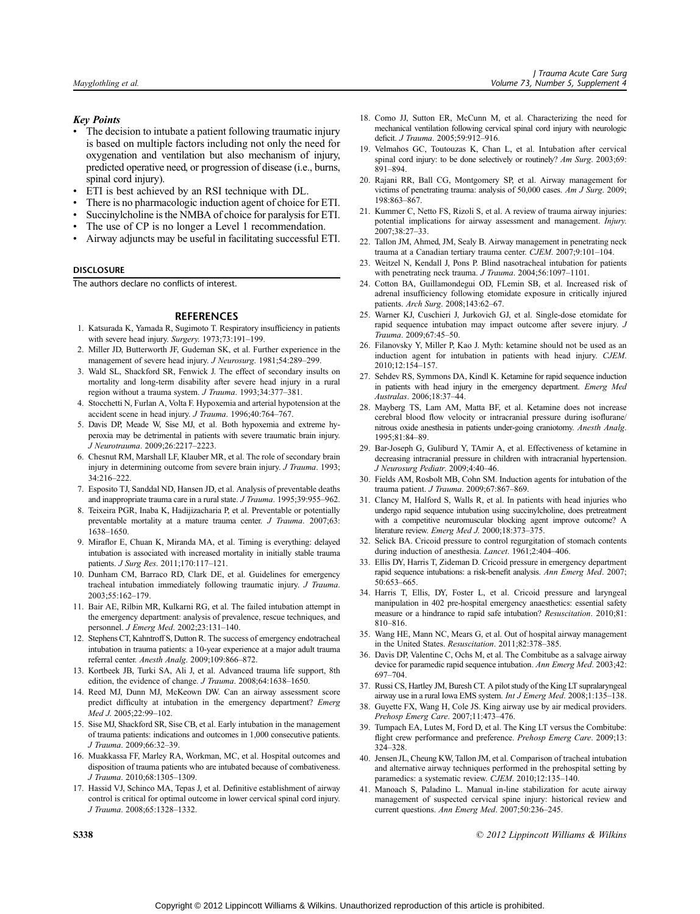### Key Points

- The decision to intubate a patient following traumatic injury is based on multiple factors including not only the need for oxygenation and ventilation but also mechanism of injury, predicted operative need, or progression of disease (i.e., burns, spinal cord injury).
- ETI is best achieved by an RSI technique with DL.
- There is no pharmacologic induction agent of choice for ETI.
- Succinylcholine is the NMBA of choice for paralysis for ETI.
- The use of CP is no longer a Level 1 recommendation.
- Airway adjuncts may be useful in facilitating successful ETI.

## DISCLOSURE

The authors declare no conflicts of interest.

## REFERENCES

1. Katsurada K, Yamada R, Sugimoto T. Respiratory insufficiency in patients with severe head injury. *Surgery.* 1973;73:191–199.
2. Miller JD, Butterworth JF, Gudeman SK, et al. Further experience in the management of severe head injury. *J Neurosurg*. 1981;54:289–299.
3. Wald SL, Shackford SR, Fenwick J. The effect of secondary insults on mortality and long-term disability after severe head injury in a rural region without a trauma system. *J Trauma*. 1993;34:377–381.
4. Stocchetti N, Furlan A, Volta F. Hypoxemia and arterial hypotension at the accident scene in head injury. *J Trauma*. 1996;40:764–767.
5. Davis DP, Meade W, Sise MJ, et al. Both hypoxemia and extreme hyperoxia may be detrimental in patients with severe traumatic brain injury. *J Neurotrauma*. 2009;26:2217–2223.
6. Chesnut RM, Marshall LF, Klauber MR, et al. The role of secondary brain injury in determining outcome from severe brain injury. *J Trauma*. 1993; 34:216–222.
7. Esposito TJ, Sanddal ND, Hansen JD, et al. Analysis of preventable deaths and inappropriate trauma care in a rural state. *J Trauma*. 1995;39:955–962.
8. Teixeira PGR, Inaba K, Hadijizacharia P, et al. Preventable or potentially preventable mortality at a mature trauma center. *J Trauma*. 2007;63: 1638–1650.
9. Miraflor E, Chuan K, Miranda MA, et al. Timing is everything: delayed intubation is associated with increased mortality in initially stable trauma patients. *J Surg Res*. 2011;170:117–121.
10. Dunham CM, Barraco RD, Clark DE, et al. Guidelines for emergency tracheal intubation immediately following traumatic injury. *J Trauma*. 2003;55:162–179.
11. Bair AE, Rilbin MR, Kulkarni RG, et al. The failed intubation attempt in the emergency department: analysis of prevalence, rescue techniques, and personnel. *J Emerg Med*. 2002;23:131–140.
12. Stephens CT, Kahntroff S, Dutton R. The success of emergency endotracheal intubation in trauma patients: a 10-year experience at a major adult trauma referral center. *Anesth Analg*. 2009;109:866–872.
13. Kortbeek JB, Turki SA, Ali J, et al. Advanced trauma life support, 8th edition, the evidence of change. *J Trauma*. 2008;64:1638–1650.
14. Reed MJ, Dunn MJ, McKeown DW. Can an airway assessment score predict difficulty at intubation in the emergency department? *Emerg Med J.* 2005;22:99–102.
15. Sise MJ, Shackford SR, Sise CB, et al. Early intubation in the management of trauma patients: indications and outcomes in 1,000 consecutive patients. *J Trauma*. 2009;66:32–39.
16. Muakkassa FF, Marley RA, Workman, MC, et al. Hospital outcomes and disposition of trauma patients who are intubated because of combativeness. *J Trauma*. 2010;68:1305–1309.
17. Hassid VJ, Schinco MA, Tepas J, et al. Definitive establishment of airway control is critical for optimal outcome in lower cervical spinal cord injury. *J Trauma*. 2008;65:1328–1332.
18. Como JJ, Sutton ER, McCunn M, et al. Characterizing the need for mechanical ventilation following cervical spinal cord injury with neurologic deficit. *J Trauma*. 2005;59:912–916.
19. Velmahos GC, Toutouzas K, Chan L, et al. Intubation after cervical spinal cord injury: to be done selectively or routinely? *Am Surg*. 2003;69: 891–894.
20. Rajani RR, Ball CG, Montgomery SP, et al. Airway management for victims of penetrating trauma: analysis of 50,000 cases. *Am J Surg*. 2009; 198:863–867.
21. Kummer C, Netto FS, Rizoli S, et al. A review of trauma airway injuries: potential implications for airway assessment and management. *Injury.* 2007;38:27–33.
22. Tallon JM, Ahmed, JM, Sealy B. Airway management in penetrating neck trauma at a Canadian tertiary trauma center. *CJEM*. 2007;9:101–104.
23. Weitzel N, Kendall J, Pons P. Blind nasotracheal intubation for patients with penetrating neck trauma. *J Trauma*. 2004;56:1097–1101.
24. Cotton BA, Guillamondegui OD, FLemin SB, et al. Increased risk of adrenal insufficiency following etomidate exposure in critically injured patients. *Arch Surg*. 2008;143:62–67.
25. Warner KJ, Cuschieri J, Jurkovich GJ, et al. Single-dose etomidate for rapid sequence intubation may impact outcome after severe injury. *J Trauma*. 2009;67:45–50.
26. Filanovsky Y, Miller P, Kao J. Myth: ketamine should not be used as an induction agent for intubation in patients with head injury. *CJEM*. 2010;12:154–157.
27. Sehdev RS, Symmons DA, Kindl K. Ketamine for rapid sequence induction in patients with head injury in the emergency department. *Emerg Med Australas*. 2006;18:37–44.
28. Mayberg TS, Lam AM, Matta BF, et al. Ketamine does not increase cerebral blood flow velocity or intracranial pressure during isoflurane/nitrous oxide anesthesia in patients under-going craniotomy. *Anesth Analg*. 1995;81:84–89.
29. Bar-Joseph G, Guliburd Y, TAmir A, et al. Effectiveness of ketamine in decreasing intracranial pressure in children with intracranial hypertension. *J Neurosurg Pediatr*. 2009;4:40–46.
30. Fields AM, Rosbolt MB, Cohn SM. Induction agents for intubation of the trauma patient. *J Trauma*. 2009;67:867–869.
31. Clancy M, Halford S, Walls R, et al. In patients with head injuries who undergo rapid sequence intubation using succinylcholine, does pretreatment with a competitive neuromuscular blocking agent improve outcome? A literature review. *Emerg Med J*. 2000;18:373–375.
32. Selick BA. Cricoid pressure to control regurgitation of stomach contents during induction of anesthesia. *Lancet*. 1961;2:404–406.
33. Ellis DY, Harris T, Zideman D. Cricoid pressure in emergency department rapid sequence intubations: a risk-benefit analysis. *Ann Emerg Med*. 2007; 50:653–665.
34. Harris T, Ellis, DY, Foster L, et al. Cricoid pressure and laryngeal manipulation in 402 pre-hospital emergency anaesthetics: essential safety measure or a hindrance to rapid safe intubation? *Resuscitation*. 2010;81: 810–816.
35. Wang HE, Mann NC, Mears G, et al. Out of hospital airway management in the United States. *Resuscitation*. 2011;82:378–385.
36. Davis DP, Valentine C, Ochs M, et al. The Combitube as a salvage airway device for paramedic rapid sequence intubation. *Ann Emerg Med*. 2003;42: 697–704.
37. Russi CS, Hartley JM, Buresh CT. A pilot study of the King LT supralaryngeal airway use in a rural Iowa EMS system. *Int J Emerg Med*. 2008;1:135–138.
38. Guyette FX, Wang H, Cole JS. King airway use by air medical providers. *Prehosp Emerg Care*. 2007;11:473–476.
39. Tumpach EA, Lutes M, Ford D, et al. The King LT versus the Combitube: flight crew performance and preference. *Prehosp Emerg Care*. 2009;13: 324–328.
40. Jensen JL, Cheung KW, Tallon JM, et al. Comparison of tracheal intubation and alternative airway techniques performed in the prehospital setting by paramedics: a systematic review. *CJEM*. 2010;12:135–140.
41. Manoach S, Paladino L. Manual in-line stabilization for acute airway management of suspected cervical spine injury: historical review and current questions. *Ann Emerg Med*. 2007;50:236–245.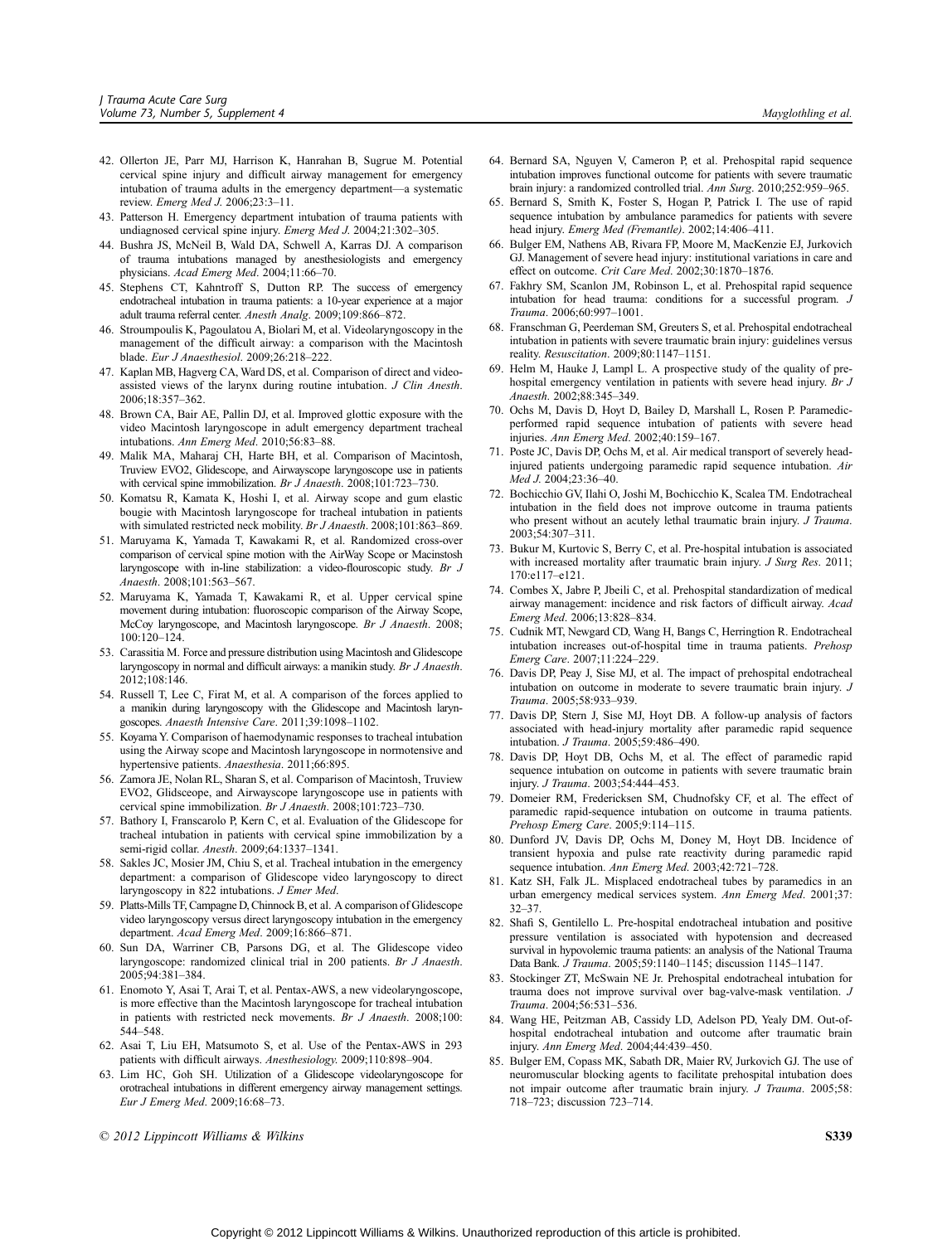42. Ollerton JE, Parr MJ, Harrison K, Hanrahan B, Sugrue M. Potential cervical spine injury and difficult airway management for emergency intubation of trauma adults in the emergency department—a systematic review. *Emerg Med J*. 2006;23:3–11.
43. Patterson H. Emergency department intubation of trauma patients with undiagnosed cervical spine injury. *Emerg Med J*. 2004;21:302–305.
44. Bushra JS, McNeil B, Wald DA, Schwell A, Karras DJ. A comparison of trauma intubations managed by anesthesiologists and emergency physicians. *Acad Emerg Med*. 2004;11:66–70.
45. Stephens CT, Kahntroff S, Dutton RP. The success of emergency endotracheal intubation in trauma patients: a 10-year experience at a major adult trauma referral center. *Anesth Analg*. 2009;109:866–872.
46. Stroumpoulis K, Pagoulatou A, Biolari M, et al. Videolaryngoscopy in the management of the difficult airway: a comparison with the Macintosh blade. *Eur J Anaesthesiol*. 2009;26:218–222.
47. Kaplan MB, Hagverg CA, Ward DS, et al. Comparison of direct and video-assisted views of the larynx during routine intubation. *J Clin Anesth*. 2006;18:357–362.
48. Brown CA, Bair AE, Pallin DJ, et al. Improved glottic exposure with the video Macintosh laryngoscope in adult emergency department tracheal intubations. *Ann Emerg Med*. 2010;56:83–88.
49. Malik MA, Maharaj CH, Harte BH, et al. Comparison of Macintosh, Truview EVO2, Glidescope, and Airwayscope laryngoscope use in patients with cervical spine immobilization. *Br J Anaesth*. 2008;101:723–730.
50. Komatsu R, Kamata K, Hoshi I, et al. Airway scope and gum elastic bougie with Macintosh laryngoscope for tracheal intubation in patients with simulated restricted neck mobility. *Br J Anaesth*. 2008;101:863–869.
51. Maruyama K, Yamada T, Kawakami R, et al. Randomized cross-over comparison of cervical spine motion with the AirWay Scope or Macinstosh laryngoscope with in-line stabilization: a video-flouroscopic study. *Br J Anaesth*. 2008;101:563–567.
52. Maruyama K, Yamada T, Kawakami R, et al. Upper cervical spine movement during intubation: fluoroscopic comparison of the Airway Scope, McCoy laryngoscope, and Macintosh laryngoscope. *Br J Anaesth*. 2008; 100:120–124.
53. Carassitia M. Force and pressure distribution using Macintosh and Glidescope laryngoscopy in normal and difficult airways: a manikin study. *Br J Anaesth*. 2012;108:146.
54. Russell T, Lee C, Firat M, et al. A comparison of the forces applied to a manikin during laryngoscopy with the Glidescope and Macintosh laryngoscopes. *Anaesth Intensive Care*. 2011;39:1098–1102.
55. Koyama Y. Comparison of haemodynamic responses to tracheal intubation using the Airway scope and Macintosh laryngoscope in normotensive and hypertensive patients. *Anaesthesia*. 2011;66:895.
56. Zamora JE, Nolan RL, Sharan S, et al. Comparison of Macintosh, Truview EVO2, Glidsceope, and Airwayscope laryngoscope use in patients with cervical spine immobilization. *Br J Anaesth*. 2008;101:723–730.
57. Bathory I, Franscarolo P, Kern C, et al. Evaluation of the Glidescope for tracheal intubation in patients with cervical spine immobilization by a semi-rigid collar. *Anesth*. 2009;64:1337–1341.
58. Sakles JC, Mosier JM, Chiu S, et al. Tracheal intubation in the emergency department: a comparison of Glidescope video laryngoscopy to direct laryngoscopy in 822 intubations. *J Emer Med*.
59. Platts-Mills TF, Campagne D, Chinnock B, et al. A comparison of Glidescope video laryngoscopy versus direct laryngoscopy intubation in the emergency department. *Acad Emerg Med*. 2009;16:866–871.
60. Sun DA, Warriner CB, Parsons DG, et al. The Glidescope video laryngoscope: randomized clinical trial in 200 patients. *Br J Anaesth*. 2005;94:381–384.
61. Enomoto Y, Asai T, Arai T, et al. Pentax-AWS, a new videolaryngoscope, is more effective than the Macintosh laryngoscope for tracheal intubation in patients with restricted neck movements. *Br J Anaesth*. 2008;100: 544–548.
62. Asai T, Liu EH, Matsumoto S, et al. Use of the Pentax-AWS in 293 patients with difficult airways. *Anesthesiology*. 2009;110:898–904.
63. Lim HC, Goh SH. Utilization of a Glidescope videolaryngoscope for orotracheal intubations in different emergency airway management settings. *Eur J Emerg Med*. 2009;16:68–73.
64. Bernard SA, Nguyen V, Cameron P, et al. Prehospital rapid sequence intubation improves functional outcome for patients with severe traumatic brain injury: a randomized controlled trial. *Ann Surg*. 2010;252:959–965.
65. Bernard S, Smith K, Foster S, Hogan P, Patrick I. The use of rapid sequence intubation by ambulance paramedics for patients with severe head injury. *Emerg Med (Fremantle)*. 2002;14:406–411.
66. Bulger EM, Nathens AB, Rivara FP, Moore M, MacKenzie EJ, Jurkovich GJ. Management of severe head injury: institutional variations in care and effect on outcome. *Crit Care Med*. 2002;30:1870–1876.
67. Fakhry SM, Scanlon JM, Robinson L, et al. Prehospital rapid sequence intubation for head trauma: conditions for a successful program. *J Trauma*. 2006;60:997–1001.
68. Franschman G, Peerdeman SM, Greuters S, et al. Prehospital endotracheal intubation in patients with severe traumatic brain injury: guidelines versus reality. *Resuscitation*. 2009;80:1147–1151.
69. Helm M, Hauke J, Lampl L. A prospective study of the quality of pre-hospital emergency ventilation in patients with severe head injury. *Br J Anaesth*. 2002;88:345–349.
70. Ochs M, Davis D, Hoyt D, Bailey D, Marshall L, Rosen P. Paramedic-performed rapid sequence intubation of patients with severe head injuries. *Ann Emerg Med*. 2002;40:159–167.
71. Poste JC, Davis DP, Ochs M, et al. Air medical transport of severely head-injured patients undergoing paramedic rapid sequence intubation. *Air Med J*. 2004;23:36–40.
72. Bochicchio GV, Ilahi O, Joshi M, Bochicchio K, Scalea TM. Endotracheal intubation in the field does not improve outcome in trauma patients who present without an acutely lethal traumatic brain injury. *J Trauma*. 2003;54:307–311.
73. Bukur M, Kurtovic S, Berry C, et al. Pre-hospital intubation is associated with increased mortality after traumatic brain injury. *J Surg Res*. 2011; 170:e117–e121.
74. Combes X, Jabre P, Jbeili C, et al. Prehospital standardization of medical airway management: incidence and risk factors of difficult airway. *Acad Emerg Med*. 2006;13:828–834.
75. Cudnik MT, Newgard CD, Wang H, Bangs C, Herringtion R. Endotracheal intubation increases out-of-hospital time in trauma patients. *Prehosp Emerg Care*. 2007;11:224–229.
76. Davis DP, Peay J, Sise MJ, et al. The impact of prehospital endotracheal intubation on outcome in moderate to severe traumatic brain injury. *J Trauma*. 2005;58:933–939.
77. Davis DP, Stern J, Sise MJ, Hoyt DB. A follow-up analysis of factors associated with head-injury mortality after paramedic rapid sequence intubation. *J Trauma*. 2005;59:486–490.
78. Davis DP, Hoyt DB, Ochs M, et al. The effect of paramedic rapid sequence intubation on outcome in patients with severe traumatic brain injury. *J Trauma*. 2003;54:444–453.
79. Domeier RM, Fredericksen SM, Chudnofsky CF, et al. The effect of paramedic rapid-sequence intubation on outcome in trauma patients. *Prehosp Emerg Care*. 2005;9:114–115.
80. Dunford JV, Davis DP, Ochs M, Doney M, Hoyt DB. Incidence of transient hypoxia and pulse rate reactivity during paramedic rapid sequence intubation. *Ann Emerg Med*. 2003;42:721–728.
81. Katz SH, Falk JL. Misplaced endotracheal tubes by paramedics in an urban emergency medical services system. *Ann Emerg Med*. 2001;37: 32–37.
82. Shafi S, Gentilello L. Pre-hospital endotracheal intubation and positive pressure ventilation is associated with hypotension and decreased survival in hypovolemic trauma patients: an analysis of the National Trauma Data Bank. *J Trauma*. 2005;59:1140–1145; discussion 1145–1147.
83. Stockinger ZT, McSwain NE Jr. Prehospital endotracheal intubation for trauma does not improve survival over bag-valve-mask ventilation. *J Trauma*. 2004;56:531–536.
84. Wang HE, Peitzman AB, Cassidy LD, Adelson PD, Yealy DM. Out-of-hospital endotracheal intubation and outcome after traumatic brain injury. *Ann Emerg Med*. 2004;44:439–450.
85. Bulger EM, Copass MK, Sabath DR, Maier RV, Jurkovich GJ. The use of neuromuscular blocking agents to facilitate prehospital intubation does not impair outcome after traumatic brain injury. *J Trauma*. 2005;58: 718–723; discussion 723–714.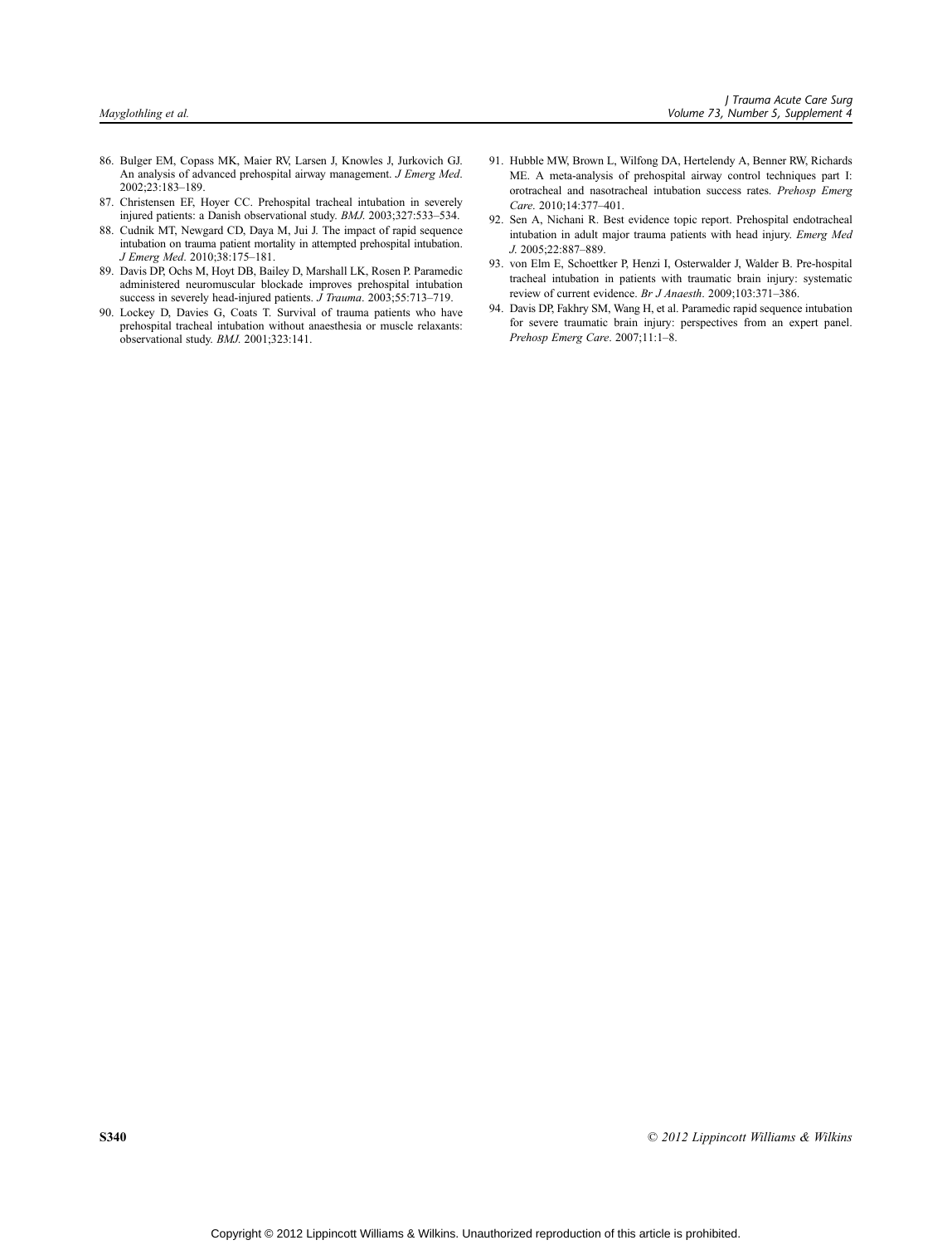86. Bulger EM, Copass MK, Maier RV, Larsen J, Knowles J, Jurkovich GJ. An analysis of advanced prehospital airway management. *J Emerg Med*. 2002;23:183–189.
87. Christensen EF, Hoyer CC. Prehospital tracheal intubation in severely injured patients: a Danish observational study. *BMJ*. 2003;327:533–534.
88. Cudnik MT, Newgard CD, Daya M, Jui J. The impact of rapid sequence intubation on trauma patient mortality in attempted prehospital intubation. *J Emerg Med*. 2010;38:175–181.
89. Davis DP, Ochs M, Hoyt DB, Bailey D, Marshall LK, Rosen P. Paramedic administered neuromuscular blockade improves prehospital intubation success in severely head-injured patients. *J Trauma*. 2003;55:713–719.
90. Lockey D, Davies G, Coats T. Survival of trauma patients who have prehospital tracheal intubation without anaesthesia or muscle relaxants: observational study. *BMJ*. 2001;323:141.
91. Hubble MW, Brown L, Wilfong DA, Hertelendy A, Benner RW, Richards ME. A meta-analysis of prehospital airway control techniques part I: orotracheal and nasotracheal intubation success rates. *Prehosp Emerg Care*. 2010;14:377–401.
92. Sen A, Nichani R. Best evidence topic report. Prehospital endotracheal intubation in adult major trauma patients with head injury. *Emerg Med J*. 2005;22:887–889.
93. von Elm E, Schoettker P, Henzi I, Osterwalder J, Walder B. Pre-hospital tracheal intubation in patients with traumatic brain injury: systematic review of current evidence. *Br J Anaesth*. 2009;103:371–386.
94. Davis DP, Fakhry SM, Wang H, et al. Paramedic rapid sequence intubation for severe traumatic brain injury: perspectives from an expert panel. *Prehosp Emerg Care*. 2007;11:1–8.